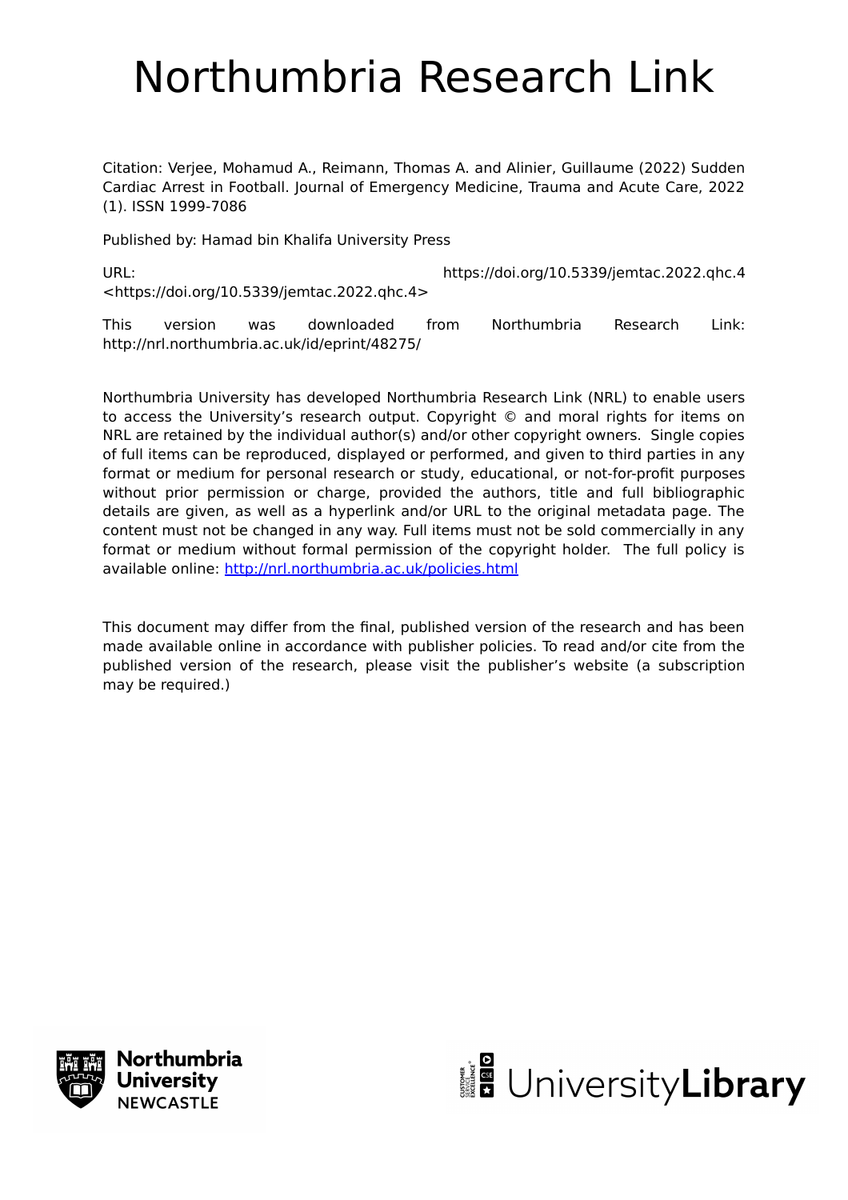# Northumbria Research Link

Citation: Verjee, Mohamud A., Reimann, Thomas A. and Alinier, Guillaume (2022) Sudden Cardiac Arrest in Football. Journal of Emergency Medicine, Trauma and Acute Care, 2022 (1). ISSN 1999-7086

Published by: Hamad bin Khalifa University Press

URL: https://doi.org/10.5339/jemtac.2022.qhc.4 <https://doi.org/10.5339/jemtac.2022.qhc.4>

This version was downloaded from Northumbria Research Link: http://nrl.northumbria.ac.uk/id/eprint/48275/

Northumbria University has developed Northumbria Research Link (NRL) to enable users to access the University's research output. Copyright © and moral rights for items on NRL are retained by the individual author(s) and/or other copyright owners. Single copies of full items can be reproduced, displayed or performed, and given to third parties in any format or medium for personal research or study, educational, or not-for-profit purposes without prior permission or charge, provided the authors, title and full bibliographic details are given, as well as a hyperlink and/or URL to the original metadata page. The content must not be changed in any way. Full items must not be sold commercially in any format or medium without formal permission of the copyright holder. The full policy is available online: http://nrl.northumbria.ac.uk/policies.html

This document may differ from the final, published version of the research and has been made available online in accordance with publisher policies. To read and/or cite from the published version of the research, please visit the publisher's website (a subscription may be required.)

Northumbria University NEWCASTLE

UniversityLibrary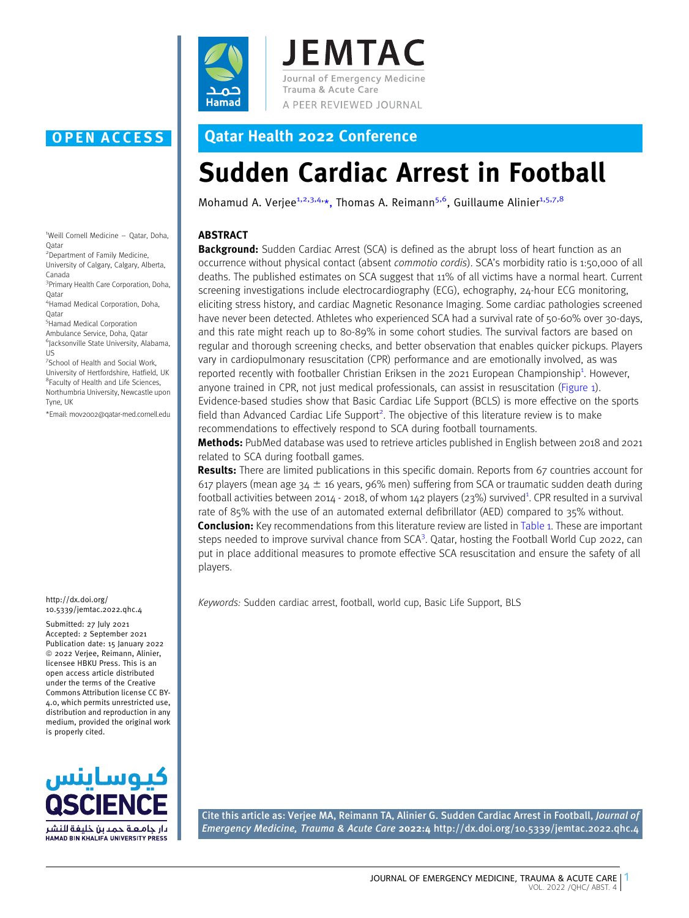OPEN ACCESS

# Qatar Health 2022 Conference

# Sudden Cardiac Arrest in Football

Mohamud A. Verjee[1,2,3,4,*], Thomas A. Reimann[5,6], Guillaume Alinier[1,5,7,8]

[1]Weill Cornell Medicine – Qatar, Doha, Qatar
[2]Department of Family Medicine, University of Calgary, Calgary, Alberta, Canada
[3]Primary Health Care Corporation, Doha, Qatar
[4]Hamad Medical Corporation, Doha, Qatar
[5]Hamad Medical Corporation Ambulance Service, Doha, Qatar
[6]Jacksonville State University, Alabama, US
[7]School of Health and Social Work, University of Hertfordshire, Hatfield, UK
[8]Faculty of Health and Life Sciences, Northumbria University, Newcastle upon Tyne, UK

*Email: mov2002@qatar-med.cornell.edu

http://dx.doi.org/10.5339/jemtac.2022.qhc.4

Submitted: 27 July 2021
Accepted: 2 September 2021
Publication date: 15 January 2022
© 2022 Verjee, Reimann, Alinier, licensee HBKU Press. This is an open access article distributed under the terms of the Creative Commons Attribution license CC BY-4.0, which permits unrestricted use, distribution and reproduction in any medium, provided the original work is properly cited.

## ABSTRACT

**Background:** Sudden Cardiac Arrest (SCA) is defined as the abrupt loss of heart function as an occurrence without physical contact (absent *commotio cordis*). SCA's morbidity ratio is 1:50,000 of all deaths. The published estimates on SCA suggest that 11% of all victims have a normal heart. Current screening investigations include electrocardiography (ECG), echography, 24-hour ECG monitoring, eliciting stress history, and cardiac Magnetic Resonance Imaging. Some cardiac pathologies screened have never been detected. Athletes who experienced SCA had a survival rate of 50-60% over 30-days, and this rate might reach up to 80-89% in some cohort studies. The survival factors are based on regular and thorough screening checks, and better observation that enables quicker pickups. Players vary in cardiopulmonary resuscitation (CPR) performance and are emotionally involved, as was reported recently with footballer Christian Eriksen in the 2021 European Championship[1]. However, anyone trained in CPR, not just medical professionals, can assist in resuscitation (Figure 1). Evidence-based studies show that Basic Cardiac Life Support (BCLS) is more effective on the sports field than Advanced Cardiac Life Support[2]. The objective of this literature review is to make recommendations to effectively respond to SCA during football tournaments.

**Methods:** PubMed database was used to retrieve articles published in English between 2018 and 2021 related to SCA during football games.

**Results:** There are limited publications in this specific domain. Reports from 67 countries account for 617 players (mean age 34 ± 16 years, 96% men) suffering from SCA or traumatic sudden death during football activities between 2014 - 2018, of whom 142 players (23%) survived[1]. CPR resulted in a survival rate of 85% with the use of an automated external defibrillator (AED) compared to 35% without.

**Conclusion:** Key recommendations from this literature review are listed in Table 1. These are important steps needed to improve survival chance from SCA[3]. Qatar, hosting the Football World Cup 2022, can put in place additional measures to promote effective SCA resuscitation and ensure the safety of all players.

*Keywords:* Sudden cardiac arrest, football, world cup, Basic Life Support, BLS

Cite this article as: Verjee MA, Reimann TA, Alinier G. Sudden Cardiac Arrest in Football, *Journal of Emergency Medicine, Trauma & Acute Care* **2022:4** http://dx.doi.org/10.5339/jemtac.2022.qhc.4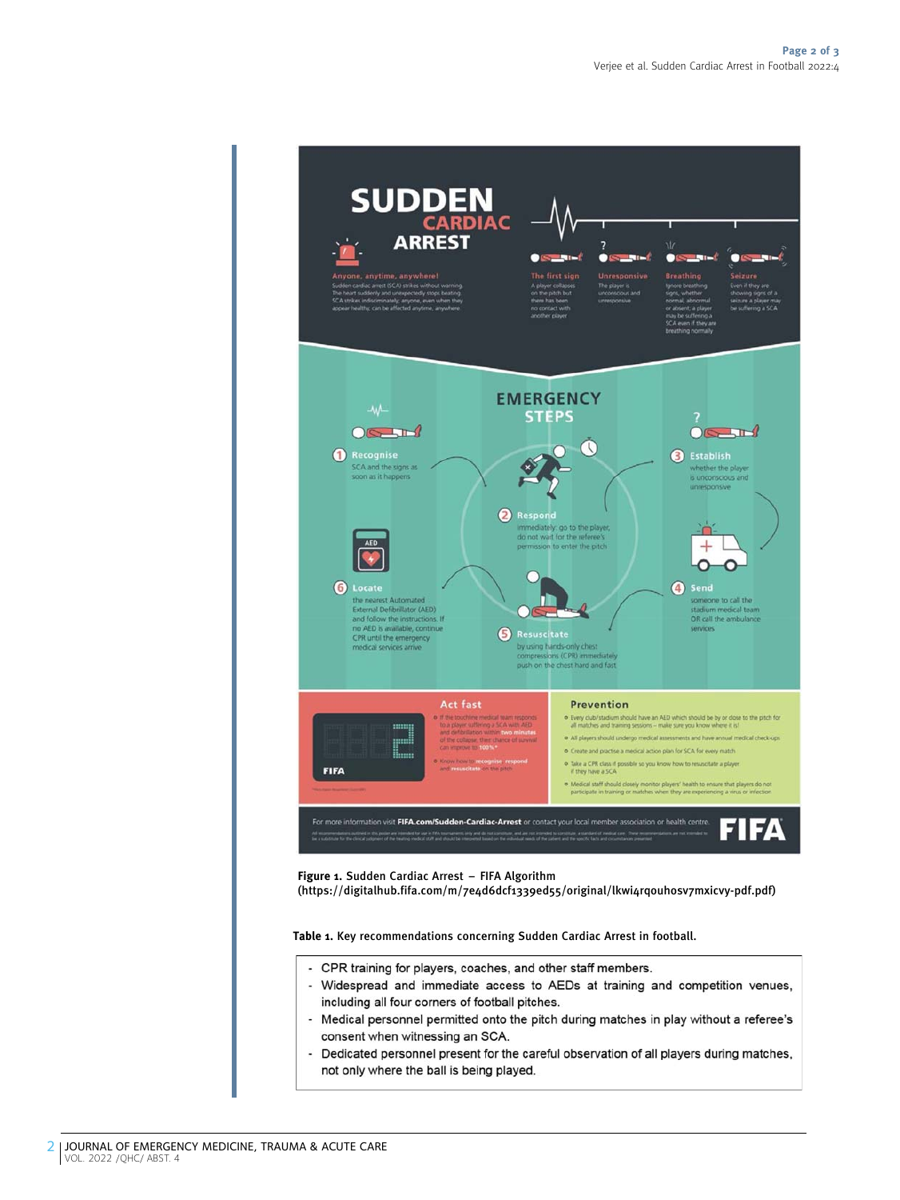Figure 1. Sudden Cardiac Arrest – FIFA Algorithm
(https://digitalhub.fifa.com/m/7e4d6dcf1339ed55/original/lkwi4rqouhosv7mxicvy-pdf.pdf)

Table 1. Key recommendations concerning Sudden Cardiac Arrest in football.

- CPR training for players, coaches, and other staff members.
- Widespread and immediate access to AEDs at training and competition venues, including all four corners of football pitches.
- Medical personnel permitted onto the pitch during matches in play without a referee's consent when witnessing an SCA.
- Dedicated personnel present for the careful observation of all players during matches, not only where the ball is being played.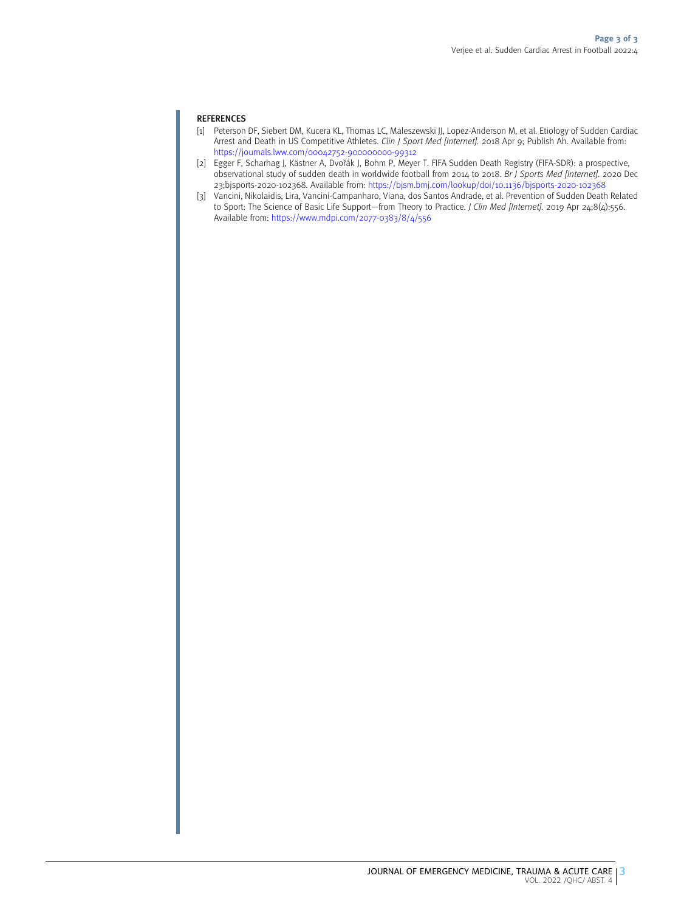## REFERENCES

[1] Peterson DF, Siebert DM, Kucera KL, Thomas LC, Maleszewski JJ, Lopez-Anderson M, et al. Etiology of Sudden Cardiac Arrest and Death in US Competitive Athletes. *Clin J Sport Med [Internet]*. 2018 Apr 9; Publish Ah. Available from: https://journals.lww.com/00042752-900000000-99312

[2] Egger F, Scharhag J, Kästner A, Dvořák J, Bohm P, Meyer T. FIFA Sudden Death Registry (FIFA-SDR): a prospective, observational study of sudden death in worldwide football from 2014 to 2018. *Br J Sports Med [Internet]*. 2020 Dec 23;bjsports-2020-102368. Available from: https://bjsm.bmj.com/lookup/doi/10.1136/bjsports-2020-102368

[3] Vancini, Nikolaidis, Lira, Vancini-Campanharo, Viana, dos Santos Andrade, et al. Prevention of Sudden Death Related to Sport: The Science of Basic Life Support—from Theory to Practice. *J Clin Med [Internet]*. 2019 Apr 24;8(4):556. Available from: https://www.mdpi.com/2077-0383/8/4/556